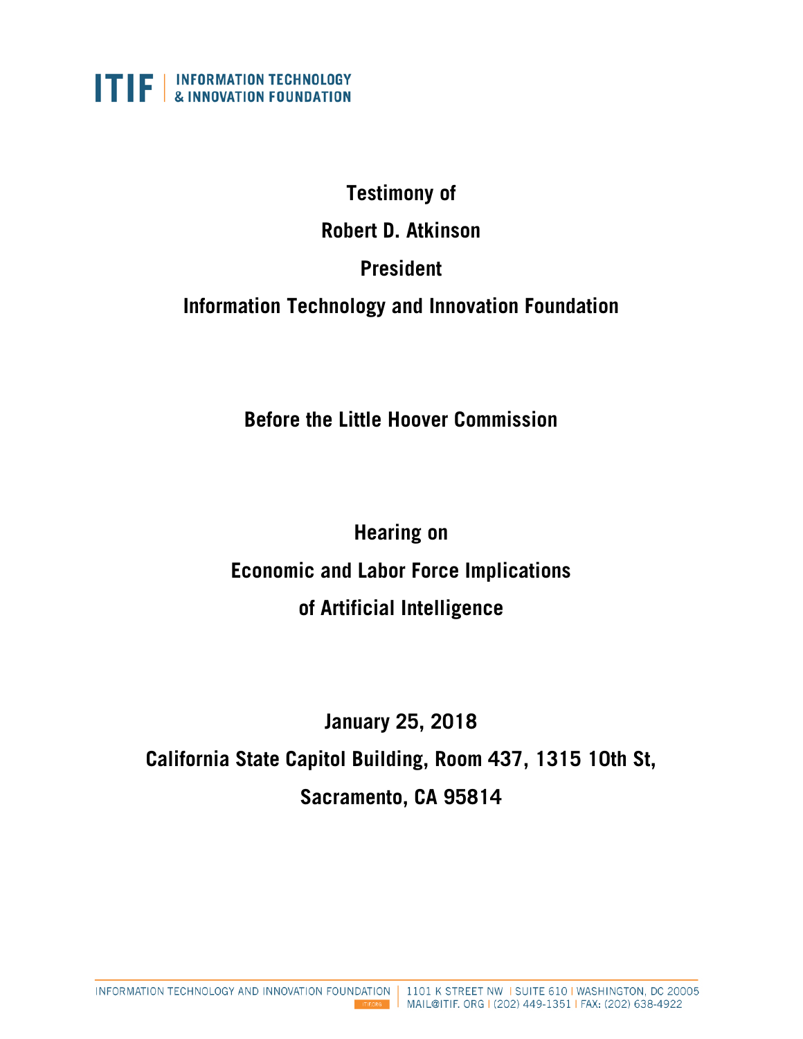**ITIF | INFORMATION TECHNOLOGY & INNOVATION FOUNDATION**

**Testimony of**

**Robert D. Atkinson**

**President**

**Information Technology and Innovation Foundation**

**Before the Little Hoover Commission**

**Hearing on**

**Economic and Labor Force Implications**

**of Artificial Intelligence**

**January 25, 2018**

**California State Capitol Building, Room 437, 1315 10th St,**

**Sacramento, CA 95814**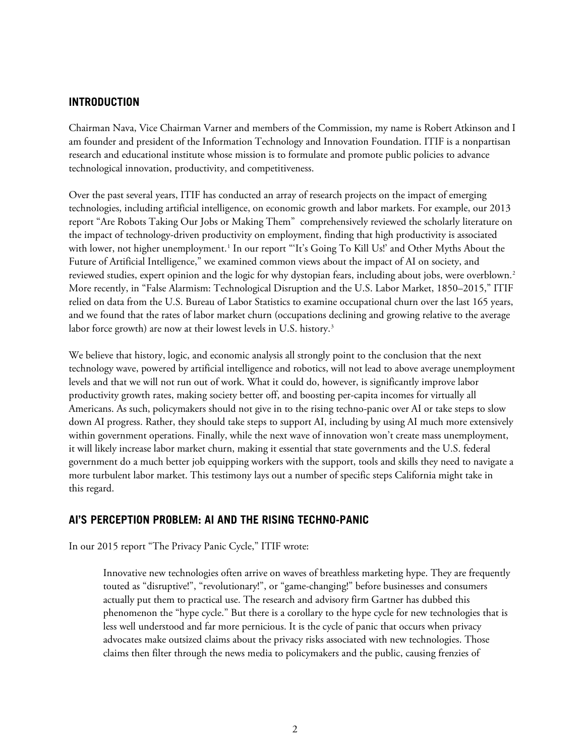## INTRODUCTION

Chairman Nava, Vice Chairman Varner and members of the Commission, my name is Robert Atkinson and I am founder and president of the Information Technology and Innovation Foundation. ITIF is a nonpartisan research and educational institute whose mission is to formulate and promote public policies to advance technological innovation, productivity, and competitiveness.

Over the past several years, ITIF has conducted an array of research projects on the impact of emerging technologies, including artificial intelligence, on economic growth and labor markets. For example, our 2013 report "Are Robots Taking Our Jobs or Making Them" comprehensively reviewed the scholarly literature on the impact of technology-driven productivity on employment, finding that high productivity is associated with lower, not higher unemployment.[1] In our report "'It's Going To Kill Us!' and Other Myths About the Future of Artificial Intelligence," we examined common views about the impact of AI on society, and reviewed studies, expert opinion and the logic for why dystopian fears, including about jobs, were overblown.[2] More recently, in "False Alarmism: Technological Disruption and the U.S. Labor Market, 1850–2015," ITIF relied on data from the U.S. Bureau of Labor Statistics to examine occupational churn over the last 165 years, and we found that the rates of labor market churn (occupations declining and growing relative to the average labor force growth) are now at their lowest levels in U.S. history.[3]

We believe that history, logic, and economic analysis all strongly point to the conclusion that the next technology wave, powered by artificial intelligence and robotics, will not lead to above average unemployment levels and that we will not run out of work. What it could do, however, is significantly improve labor productivity growth rates, making society better off, and boosting per-capita incomes for virtually all Americans. As such, policymakers should not give in to the rising techno-panic over AI or take steps to slow down AI progress. Rather, they should take steps to support AI, including by using AI much more extensively within government operations. Finally, while the next wave of innovation won't create mass unemployment, it will likely increase labor market churn, making it essential that state governments and the U.S. federal government do a much better job equipping workers with the support, tools and skills they need to navigate a more turbulent labor market. This testimony lays out a number of specific steps California might take in this regard.

## AI'S PERCEPTION PROBLEM: AI AND THE RISING TECHNO-PANIC

In our 2015 report "The Privacy Panic Cycle," ITIF wrote:

> Innovative new technologies often arrive on waves of breathless marketing hype. They are frequently touted as "disruptive!", "revolutionary!", or "game-changing!" before businesses and consumers actually put them to practical use. The research and advisory firm Gartner has dubbed this phenomenon the "hype cycle." But there is a corollary to the hype cycle for new technologies that is less well understood and far more pernicious. It is the cycle of panic that occurs when privacy advocates make outsized claims about the privacy risks associated with new technologies. Those claims then filter through the news media to policymakers and the public, causing frenzies of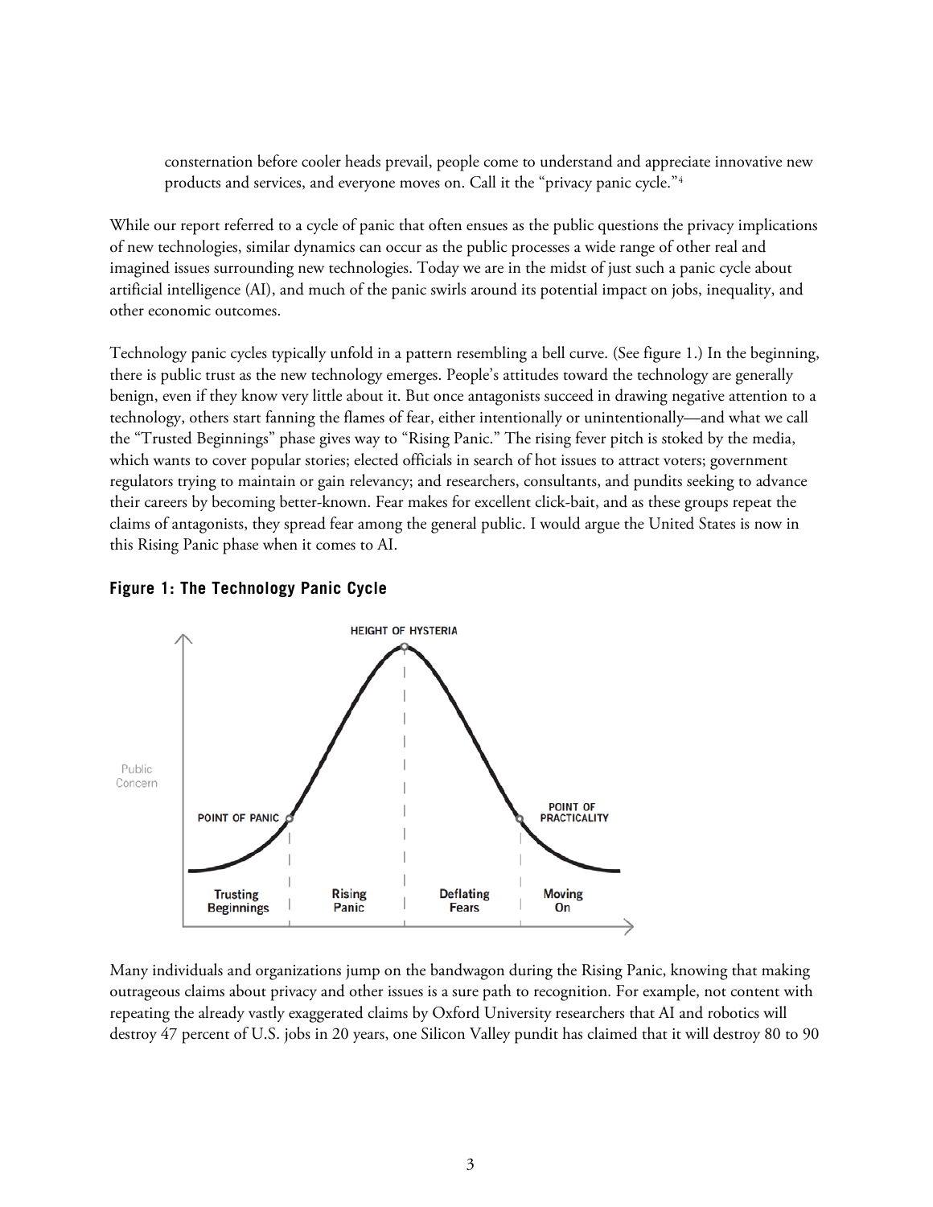> consternation before cooler heads prevail, people come to understand and appreciate innovative new products and services, and everyone moves on. Call it the "privacy panic cycle."[4]

While our report referred to a cycle of panic that often ensues as the public questions the privacy implications of new technologies, similar dynamics can occur as the public processes a wide range of other real and imagined issues surrounding new technologies. Today we are in the midst of just such a panic cycle about artificial intelligence (AI), and much of the panic swirls around its potential impact on jobs, inequality, and other economic outcomes.

Technology panic cycles typically unfold in a pattern resembling a bell curve. (See figure 1.) In the beginning, there is public trust as the new technology emerges. People's attitudes toward the technology are generally benign, even if they know very little about it. But once antagonists succeed in drawing negative attention to a technology, others start fanning the flames of fear, either intentionally or unintentionally—and what we call the "Trusted Beginnings" phase gives way to "Rising Panic." The rising fever pitch is stoked by the media, which wants to cover popular stories; elected officials in search of hot issues to attract voters; government regulators trying to maintain or gain relevancy; and researchers, consultants, and pundits seeking to advance their careers by becoming better-known. Fear makes for excellent click-bait, and as these groups repeat the claims of antagonists, they spread fear among the general public. I would argue the United States is now in this Rising Panic phase when it comes to AI.

**Figure 1: The Technology Panic Cycle**

Many individuals and organizations jump on the bandwagon during the Rising Panic, knowing that making outrageous claims about privacy and other issues is a sure path to recognition. For example, not content with repeating the already vastly exaggerated claims by Oxford University researchers that AI and robotics will destroy 47 percent of U.S. jobs in 20 years, one Silicon Valley pundit has claimed that it will destroy 80 to 90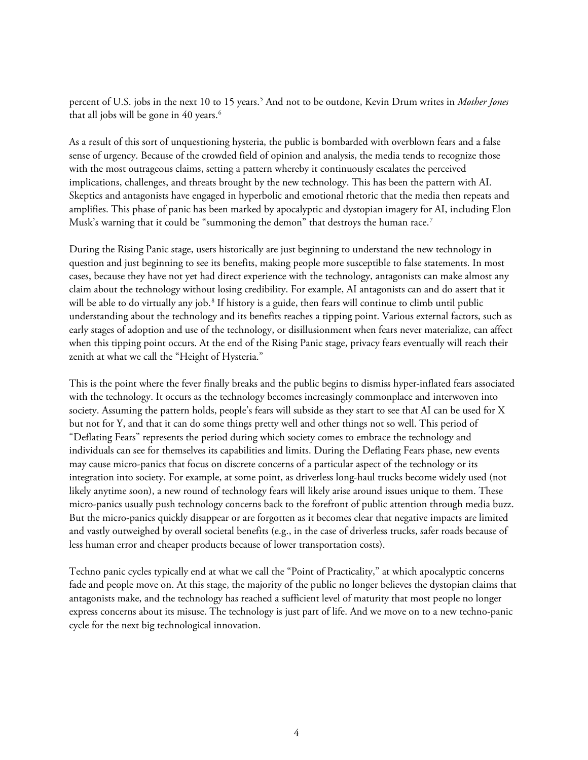percent of U.S. jobs in the next 10 to 15 years.[5] And not to be outdone, Kevin Drum writes in *Mother Jones* that all jobs will be gone in 40 years.[6]

As a result of this sort of unquestioning hysteria, the public is bombarded with overblown fears and a false sense of urgency. Because of the crowded field of opinion and analysis, the media tends to recognize those with the most outrageous claims, setting a pattern whereby it continuously escalates the perceived implications, challenges, and threats brought by the new technology. This has been the pattern with AI. Skeptics and antagonists have engaged in hyperbolic and emotional rhetoric that the media then repeats and amplifies. This phase of panic has been marked by apocalyptic and dystopian imagery for AI, including Elon Musk's warning that it could be "summoning the demon" that destroys the human race.[7]

During the Rising Panic stage, users historically are just beginning to understand the new technology in question and just beginning to see its benefits, making people more susceptible to false statements. In most cases, because they have not yet had direct experience with the technology, antagonists can make almost any claim about the technology without losing credibility. For example, AI antagonists can and do assert that it will be able to do virtually any job.[8] If history is a guide, then fears will continue to climb until public understanding about the technology and its benefits reaches a tipping point. Various external factors, such as early stages of adoption and use of the technology, or disillusionment when fears never materialize, can affect when this tipping point occurs. At the end of the Rising Panic stage, privacy fears eventually will reach their zenith at what we call the "Height of Hysteria."

This is the point where the fever finally breaks and the public begins to dismiss hyper-inflated fears associated with the technology. It occurs as the technology becomes increasingly commonplace and interwoven into society. Assuming the pattern holds, people's fears will subside as they start to see that AI can be used for X but not for Y, and that it can do some things pretty well and other things not so well. This period of "Deflating Fears" represents the period during which society comes to embrace the technology and individuals can see for themselves its capabilities and limits. During the Deflating Fears phase, new events may cause micro-panics that focus on discrete concerns of a particular aspect of the technology or its integration into society. For example, at some point, as driverless long-haul trucks become widely used (not likely anytime soon), a new round of technology fears will likely arise around issues unique to them. These micro-panics usually push technology concerns back to the forefront of public attention through media buzz. But the micro-panics quickly disappear or are forgotten as it becomes clear that negative impacts are limited and vastly outweighed by overall societal benefits (e.g., in the case of driverless trucks, safer roads because of less human error and cheaper products because of lower transportation costs).

Techno panic cycles typically end at what we call the "Point of Practicality," at which apocalyptic concerns fade and people move on. At this stage, the majority of the public no longer believes the dystopian claims that antagonists make, and the technology has reached a sufficient level of maturity that most people no longer express concerns about its misuse. The technology is just part of life. And we move on to a new techno-panic cycle for the next big technological innovation.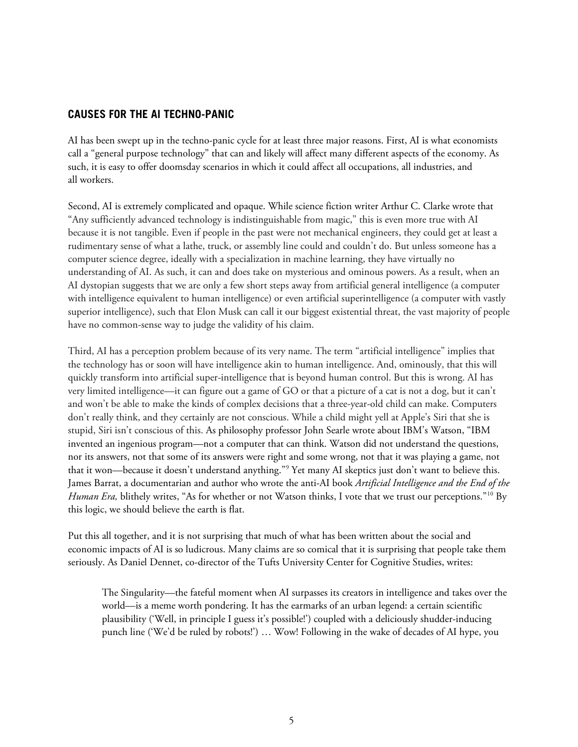## CAUSES FOR THE AI TECHNO-PANIC

AI has been swept up in the techno-panic cycle for at least three major reasons. First, AI is what economists call a "general purpose technology" that can and likely will affect many different aspects of the economy. As such, it is easy to offer doomsday scenarios in which it could affect all occupations, all industries, and all workers.

Second, AI is extremely complicated and opaque. While science fiction writer Arthur C. Clarke wrote that "Any sufficiently advanced technology is indistinguishable from magic," this is even more true with AI because it is not tangible. Even if people in the past were not mechanical engineers, they could get at least a rudimentary sense of what a lathe, truck, or assembly line could and couldn't do. But unless someone has a computer science degree, ideally with a specialization in machine learning, they have virtually no understanding of AI. As such, it can and does take on mysterious and ominous powers. As a result, when an AI dystopian suggests that we are only a few short steps away from artificial general intelligence (a computer with intelligence equivalent to human intelligence) or even artificial superintelligence (a computer with vastly superior intelligence), such that Elon Musk can call it our biggest existential threat, the vast majority of people have no common-sense way to judge the validity of his claim.

Third, AI has a perception problem because of its very name. The term "artificial intelligence" implies that the technology has or soon will have intelligence akin to human intelligence. And, ominously, that this will quickly transform into artificial super-intelligence that is beyond human control. But this is wrong. AI has very limited intelligence—it can figure out a game of GO or that a picture of a cat is not a dog, but it can't and won't be able to make the kinds of complex decisions that a three-year-old child can make. Computers don't really think, and they certainly are not conscious. While a child might yell at Apple's Siri that she is stupid, Siri isn't conscious of this. As philosophy professor John Searle wrote about IBM's Watson, "IBM invented an ingenious program—not a computer that can think. Watson did not understand the questions, nor its answers, not that some of its answers were right and some wrong, not that it was playing a game, not that it won—because it doesn't understand anything."[9] Yet many AI skeptics just don't want to believe this. James Barrat, a documentarian and author who wrote the anti-AI book *Artificial Intelligence and the End of the Human Era,* blithely writes, "As for whether or not Watson thinks, I vote that we trust our perceptions."[10] By this logic, we should believe the earth is flat.

Put this all together, and it is not surprising that much of what has been written about the social and economic impacts of AI is so ludicrous. Many claims are so comical that it is surprising that people take them seriously. As Daniel Dennet, co-director of the Tufts University Center for Cognitive Studies, writes:

> The Singularity—the fateful moment when AI surpasses its creators in intelligence and takes over the world—is a meme worth pondering. It has the earmarks of an urban legend: a certain scientific plausibility ('Well, in principle I guess it's possible!') coupled with a deliciously shudder-inducing punch line ('We'd be ruled by robots!') … Wow! Following in the wake of decades of AI hype, you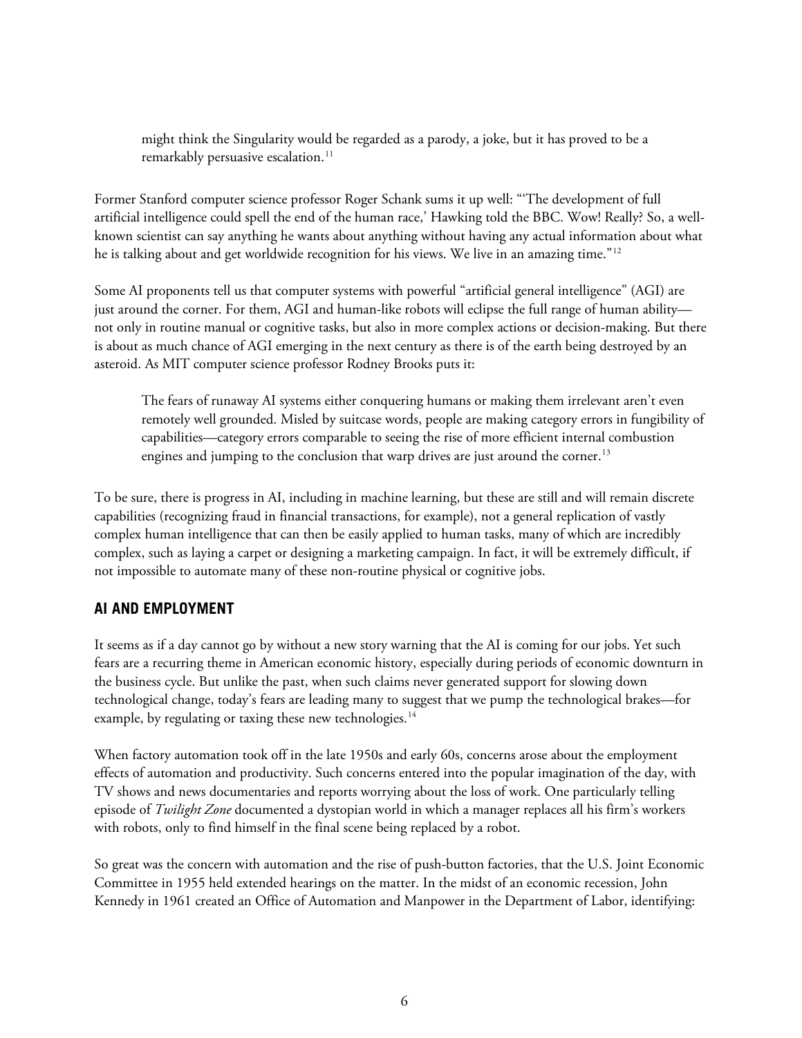> might think the Singularity would be regarded as a parody, a joke, but it has proved to be a remarkably persuasive escalation.[11]

Former Stanford computer science professor Roger Schank sums it up well: "'The development of full artificial intelligence could spell the end of the human race,' Hawking told the BBC. Wow! Really? So, a well-known scientist can say anything he wants about anything without having any actual information about what he is talking about and get worldwide recognition for his views. We live in an amazing time."[12]

Some AI proponents tell us that computer systems with powerful "artificial general intelligence" (AGI) are just around the corner. For them, AGI and human-like robots will eclipse the full range of human ability—not only in routine manual or cognitive tasks, but also in more complex actions or decision-making. But there is about as much chance of AGI emerging in the next century as there is of the earth being destroyed by an asteroid. As MIT computer science professor Rodney Brooks puts it:

> The fears of runaway AI systems either conquering humans or making them irrelevant aren't even remotely well grounded. Misled by suitcase words, people are making category errors in fungibility of capabilities—category errors comparable to seeing the rise of more efficient internal combustion engines and jumping to the conclusion that warp drives are just around the corner.[13]

To be sure, there is progress in AI, including in machine learning, but these are still and will remain discrete capabilities (recognizing fraud in financial transactions, for example), not a general replication of vastly complex human intelligence that can then be easily applied to human tasks, many of which are incredibly complex, such as laying a carpet or designing a marketing campaign. In fact, it will be extremely difficult, if not impossible to automate many of these non-routine physical or cognitive jobs.

## AI AND EMPLOYMENT

It seems as if a day cannot go by without a new story warning that the AI is coming for our jobs. Yet such fears are a recurring theme in American economic history, especially during periods of economic downturn in the business cycle. But unlike the past, when such claims never generated support for slowing down technological change, today's fears are leading many to suggest that we pump the technological brakes—for example, by regulating or taxing these new technologies.[14]

When factory automation took off in the late 1950s and early 60s, concerns arose about the employment effects of automation and productivity. Such concerns entered into the popular imagination of the day, with TV shows and news documentaries and reports worrying about the loss of work. One particularly telling episode of *Twilight Zone* documented a dystopian world in which a manager replaces all his firm's workers with robots, only to find himself in the final scene being replaced by a robot.

So great was the concern with automation and the rise of push-button factories, that the U.S. Joint Economic Committee in 1955 held extended hearings on the matter. In the midst of an economic recession, John Kennedy in 1961 created an Office of Automation and Manpower in the Department of Labor, identifying: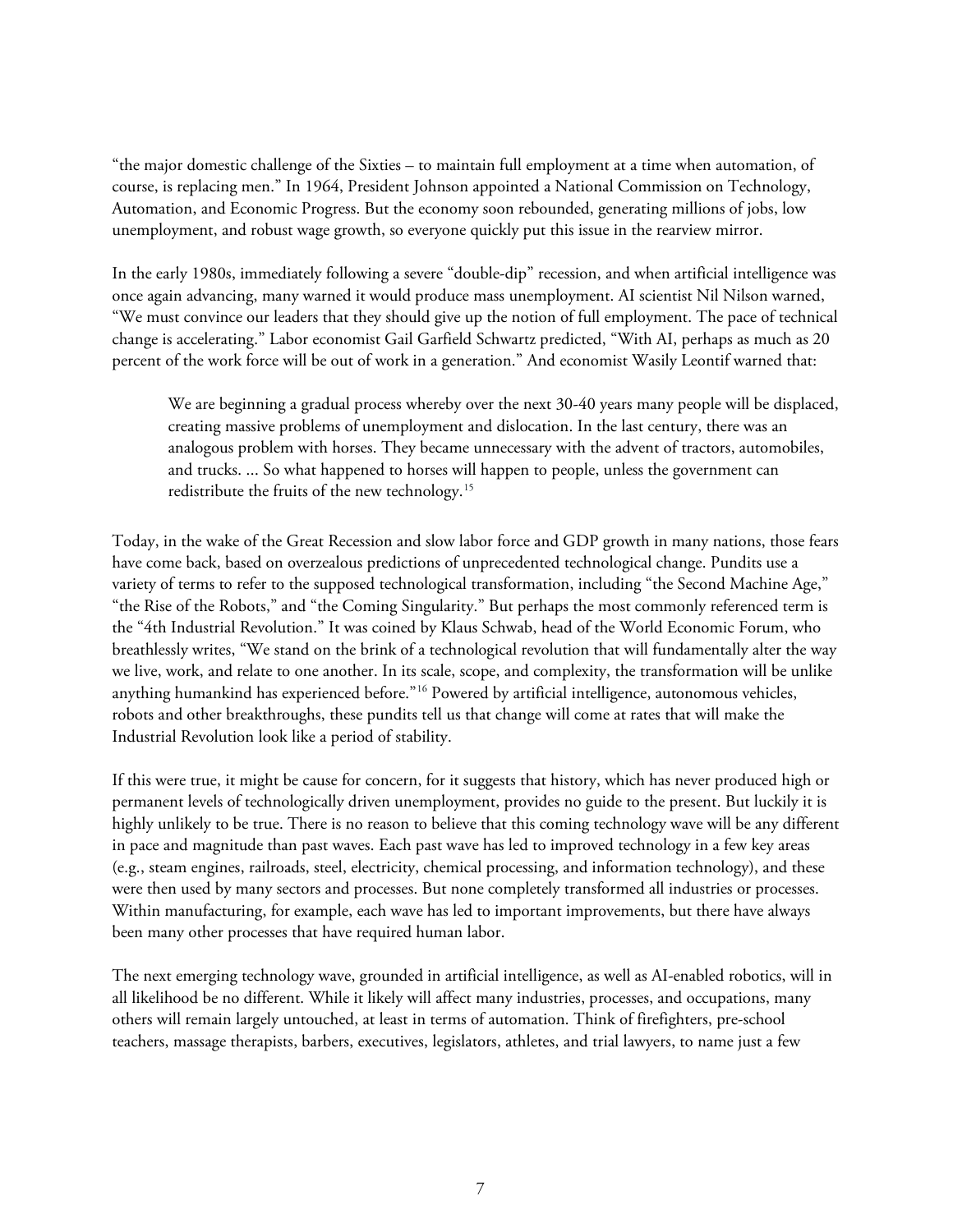“the major domestic challenge of the Sixties – to maintain full employment at a time when automation, of course, is replacing men.” In 1964, President Johnson appointed a National Commission on Technology, Automation, and Economic Progress. But the economy soon rebounded, generating millions of jobs, low unemployment, and robust wage growth, so everyone quickly put this issue in the rearview mirror.

In the early 1980s, immediately following a severe “double-dip” recession, and when artificial intelligence was once again advancing, many warned it would produce mass unemployment. AI scientist Nil Nilson warned, “We must convince our leaders that they should give up the notion of full employment. The pace of technical change is accelerating.” Labor economist Gail Garfield Schwartz predicted, “With AI, perhaps as much as 20 percent of the work force will be out of work in a generation.” And economist Wasily Leontif warned that:

> We are beginning a gradual process whereby over the next 30-40 years many people will be displaced, creating massive problems of unemployment and dislocation. In the last century, there was an analogous problem with horses. They became unnecessary with the advent of tractors, automobiles, and trucks. ... So what happened to horses will happen to people, unless the government can redistribute the fruits of the new technology.[15]

Today, in the wake of the Great Recession and slow labor force and GDP growth in many nations, those fears have come back, based on overzealous predictions of unprecedented technological change. Pundits use a variety of terms to refer to the supposed technological transformation, including “the Second Machine Age,” “the Rise of the Robots,” and “the Coming Singularity.” But perhaps the most commonly referenced term is the “4th Industrial Revolution.” It was coined by Klaus Schwab, head of the World Economic Forum, who breathlessly writes, “We stand on the brink of a technological revolution that will fundamentally alter the way we live, work, and relate to one another. In its scale, scope, and complexity, the transformation will be unlike anything humankind has experienced before.”[16] Powered by artificial intelligence, autonomous vehicles, robots and other breakthroughs, these pundits tell us that change will come at rates that will make the Industrial Revolution look like a period of stability.

If this were true, it might be cause for concern, for it suggests that history, which has never produced high or permanent levels of technologically driven unemployment, provides no guide to the present. But luckily it is highly unlikely to be true. There is no reason to believe that this coming technology wave will be any different in pace and magnitude than past waves. Each past wave has led to improved technology in a few key areas (e.g., steam engines, railroads, steel, electricity, chemical processing, and information technology), and these were then used by many sectors and processes. But none completely transformed all industries or processes. Within manufacturing, for example, each wave has led to important improvements, but there have always been many other processes that have required human labor.

The next emerging technology wave, grounded in artificial intelligence, as well as AI-enabled robotics, will in all likelihood be no different. While it likely will affect many industries, processes, and occupations, many others will remain largely untouched, at least in terms of automation. Think of firefighters, pre-school teachers, massage therapists, barbers, executives, legislators, athletes, and trial lawyers, to name just a few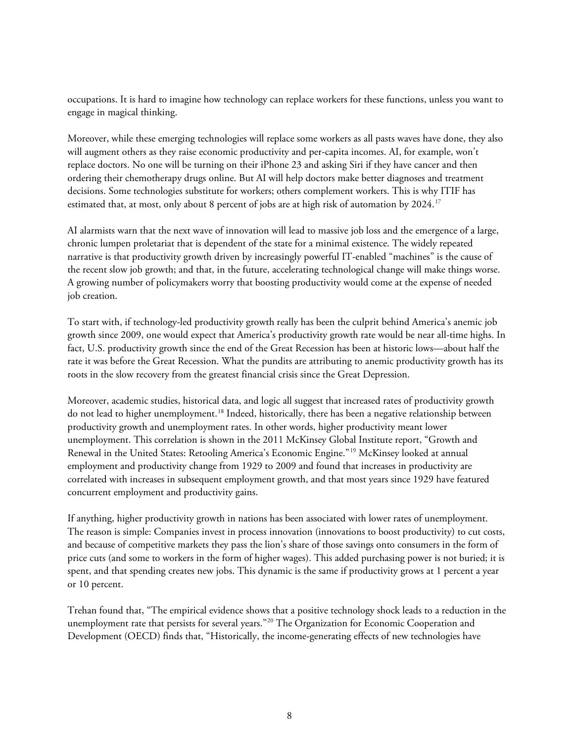occupations. It is hard to imagine how technology can replace workers for these functions, unless you want to engage in magical thinking.

Moreover, while these emerging technologies will replace some workers as all pasts waves have done, they also will augment others as they raise economic productivity and per-capita incomes. AI, for example, won't replace doctors. No one will be turning on their iPhone 23 and asking Siri if they have cancer and then ordering their chemotherapy drugs online. But AI will help doctors make better diagnoses and treatment decisions. Some technologies substitute for workers; others complement workers. This is why ITIF has estimated that, at most, only about 8 percent of jobs are at high risk of automation by 2024.[17]

AI alarmists warn that the next wave of innovation will lead to massive job loss and the emergence of a large, chronic lumpen proletariat that is dependent of the state for a minimal existence. The widely repeated narrative is that productivity growth driven by increasingly powerful IT-enabled "machines" is the cause of the recent slow job growth; and that, in the future, accelerating technological change will make things worse. A growing number of policymakers worry that boosting productivity would come at the expense of needed job creation.

To start with, if technology-led productivity growth really has been the culprit behind America's anemic job growth since 2009, one would expect that America's productivity growth rate would be near all-time highs. In fact, U.S. productivity growth since the end of the Great Recession has been at historic lows—about half the rate it was before the Great Recession. What the pundits are attributing to anemic productivity growth has its roots in the slow recovery from the greatest financial crisis since the Great Depression.

Moreover, academic studies, historical data, and logic all suggest that increased rates of productivity growth do not lead to higher unemployment.[18] Indeed, historically, there has been a negative relationship between productivity growth and unemployment rates. In other words, higher productivity meant lower unemployment. This correlation is shown in the 2011 McKinsey Global Institute report, "Growth and Renewal in the United States: Retooling America's Economic Engine."[19] McKinsey looked at annual employment and productivity change from 1929 to 2009 and found that increases in productivity are correlated with increases in subsequent employment growth, and that most years since 1929 have featured concurrent employment and productivity gains.

If anything, higher productivity growth in nations has been associated with lower rates of unemployment. The reason is simple: Companies invest in process innovation (innovations to boost productivity) to cut costs, and because of competitive markets they pass the lion's share of those savings onto consumers in the form of price cuts (and some to workers in the form of higher wages). This added purchasing power is not buried; it is spent, and that spending creates new jobs. This dynamic is the same if productivity grows at 1 percent a year or 10 percent.

Trehan found that, "The empirical evidence shows that a positive technology shock leads to a reduction in the unemployment rate that persists for several years."[20] The Organization for Economic Cooperation and Development (OECD) finds that, "Historically, the income-generating effects of new technologies have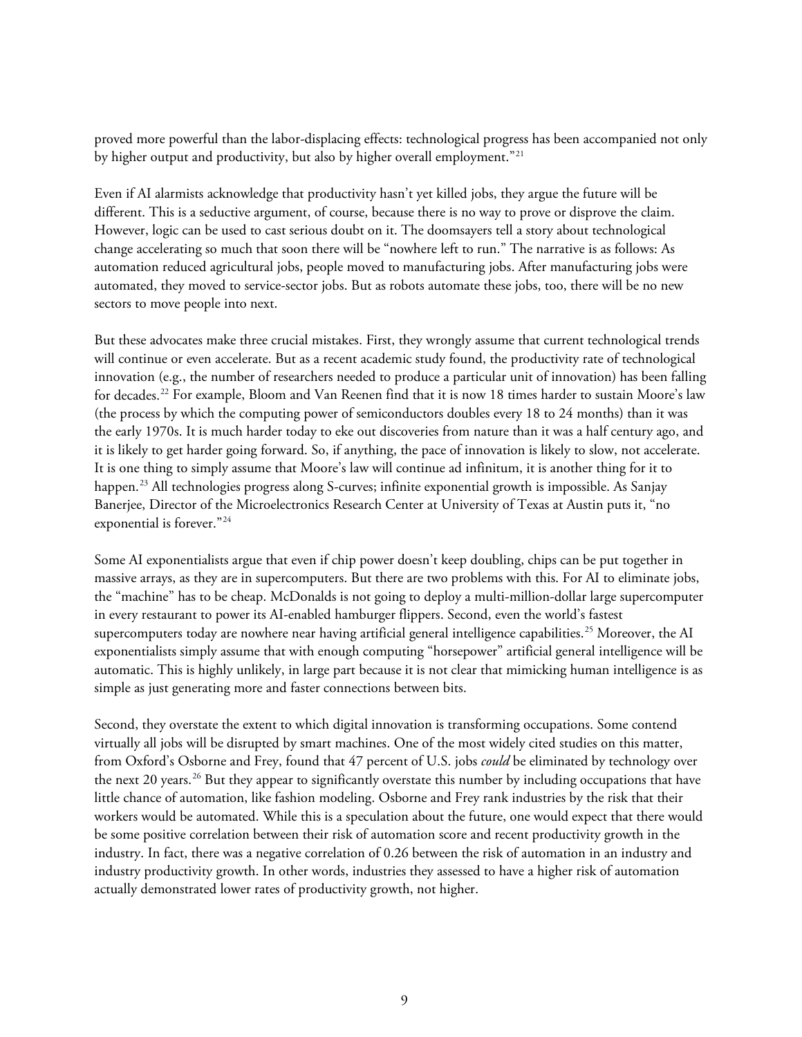proved more powerful than the labor-displacing effects: technological progress has been accompanied not only by higher output and productivity, but also by higher overall employment."[21]

Even if AI alarmists acknowledge that productivity hasn't yet killed jobs, they argue the future will be different. This is a seductive argument, of course, because there is no way to prove or disprove the claim. However, logic can be used to cast serious doubt on it. The doomsayers tell a story about technological change accelerating so much that soon there will be "nowhere left to run." The narrative is as follows: As automation reduced agricultural jobs, people moved to manufacturing jobs. After manufacturing jobs were automated, they moved to service-sector jobs. But as robots automate these jobs, too, there will be no new sectors to move people into next.

But these advocates make three crucial mistakes. First, they wrongly assume that current technological trends will continue or even accelerate. But as a recent academic study found, the productivity rate of technological innovation (e.g., the number of researchers needed to produce a particular unit of innovation) has been falling for decades.[22] For example, Bloom and Van Reenen find that it is now 18 times harder to sustain Moore's law (the process by which the computing power of semiconductors doubles every 18 to 24 months) than it was the early 1970s. It is much harder today to eke out discoveries from nature than it was a half century ago, and it is likely to get harder going forward. So, if anything, the pace of innovation is likely to slow, not accelerate. It is one thing to simply assume that Moore's law will continue ad infinitum, it is another thing for it to happen.[23] All technologies progress along S-curves; infinite exponential growth is impossible. As Sanjay Banerjee, Director of the Microelectronics Research Center at University of Texas at Austin puts it, "no exponential is forever."[24]

Some AI exponentialists argue that even if chip power doesn't keep doubling, chips can be put together in massive arrays, as they are in supercomputers. But there are two problems with this. For AI to eliminate jobs, the "machine" has to be cheap. McDonalds is not going to deploy a multi-million-dollar large supercomputer in every restaurant to power its AI-enabled hamburger flippers. Second, even the world's fastest supercomputers today are nowhere near having artificial general intelligence capabilities.[25] Moreover, the AI exponentialists simply assume that with enough computing "horsepower" artificial general intelligence will be automatic. This is highly unlikely, in large part because it is not clear that mimicking human intelligence is as simple as just generating more and faster connections between bits.

Second, they overstate the extent to which digital innovation is transforming occupations. Some contend virtually all jobs will be disrupted by smart machines. One of the most widely cited studies on this matter, from Oxford's Osborne and Frey, found that 47 percent of U.S. jobs *could* be eliminated by technology over the next 20 years.[26] But they appear to significantly overstate this number by including occupations that have little chance of automation, like fashion modeling. Osborne and Frey rank industries by the risk that their workers would be automated. While this is a speculation about the future, one would expect that there would be some positive correlation between their risk of automation score and recent productivity growth in the industry. In fact, there was a negative correlation of 0.26 between the risk of automation in an industry and industry productivity growth. In other words, industries they assessed to have a higher risk of automation actually demonstrated lower rates of productivity growth, not higher.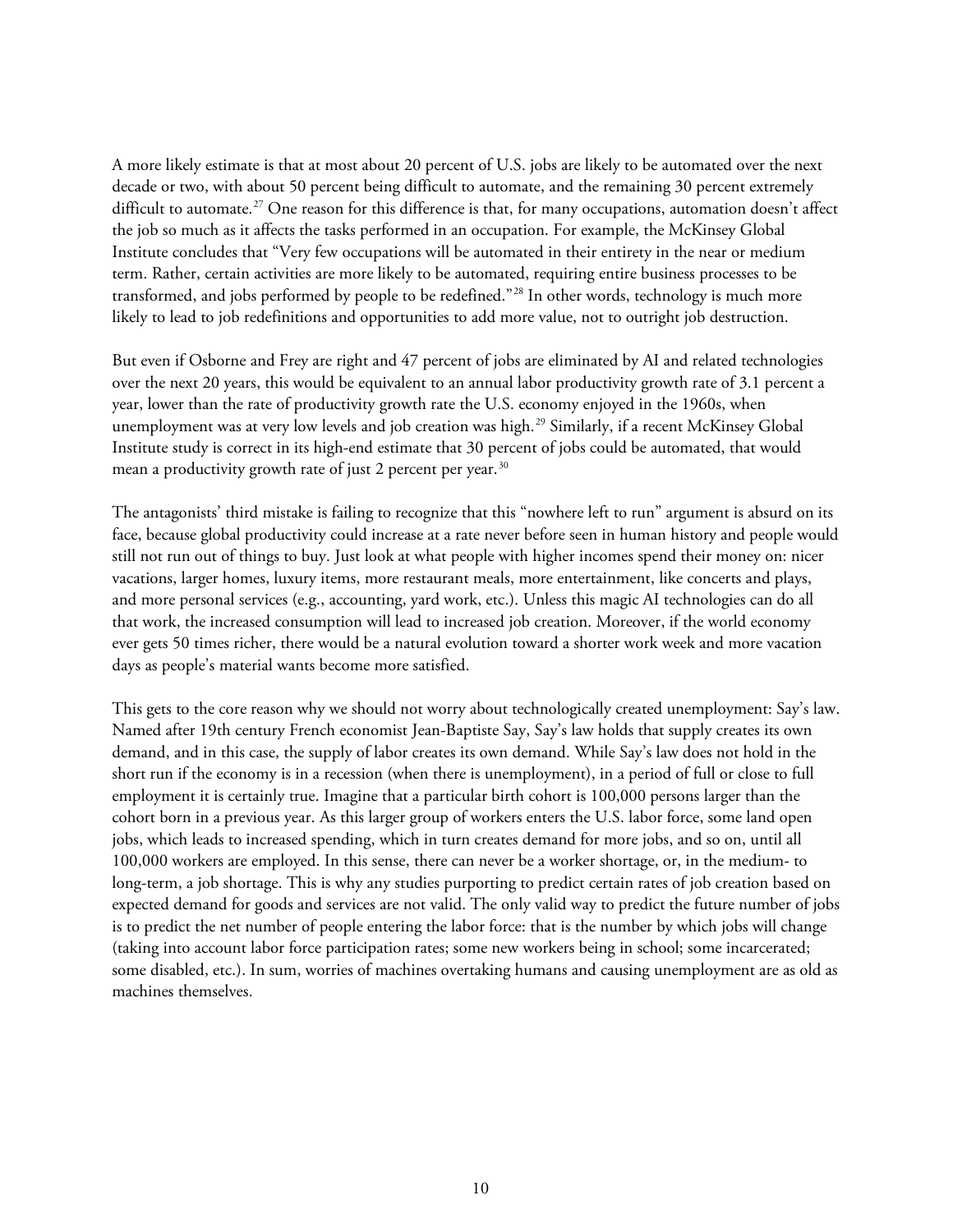A more likely estimate is that at most about 20 percent of U.S. jobs are likely to be automated over the next decade or two, with about 50 percent being difficult to automate, and the remaining 30 percent extremely difficult to automate.[27] One reason for this difference is that, for many occupations, automation doesn't affect the job so much as it affects the tasks performed in an occupation. For example, the McKinsey Global Institute concludes that "Very few occupations will be automated in their entirety in the near or medium term. Rather, certain activities are more likely to be automated, requiring entire business processes to be transformed, and jobs performed by people to be redefined."[28] In other words, technology is much more likely to lead to job redefinitions and opportunities to add more value, not to outright job destruction.

But even if Osborne and Frey are right and 47 percent of jobs are eliminated by AI and related technologies over the next 20 years, this would be equivalent to an annual labor productivity growth rate of 3.1 percent a year, lower than the rate of productivity growth rate the U.S. economy enjoyed in the 1960s, when unemployment was at very low levels and job creation was high.[29] Similarly, if a recent McKinsey Global Institute study is correct in its high-end estimate that 30 percent of jobs could be automated, that would mean a productivity growth rate of just 2 percent per year.[30]

The antagonists' third mistake is failing to recognize that this "nowhere left to run" argument is absurd on its face, because global productivity could increase at a rate never before seen in human history and people would still not run out of things to buy. Just look at what people with higher incomes spend their money on: nicer vacations, larger homes, luxury items, more restaurant meals, more entertainment, like concerts and plays, and more personal services (e.g., accounting, yard work, etc.). Unless this magic AI technologies can do all that work, the increased consumption will lead to increased job creation. Moreover, if the world economy ever gets 50 times richer, there would be a natural evolution toward a shorter work week and more vacation days as people's material wants become more satisfied.

This gets to the core reason why we should not worry about technologically created unemployment: Say's law. Named after 19th century French economist Jean-Baptiste Say, Say's law holds that supply creates its own demand, and in this case, the supply of labor creates its own demand. While Say's law does not hold in the short run if the economy is in a recession (when there is unemployment), in a period of full or close to full employment it is certainly true. Imagine that a particular birth cohort is 100,000 persons larger than the cohort born in a previous year. As this larger group of workers enters the U.S. labor force, some land open jobs, which leads to increased spending, which in turn creates demand for more jobs, and so on, until all 100,000 workers are employed. In this sense, there can never be a worker shortage, or, in the medium- to long-term, a job shortage. This is why any studies purporting to predict certain rates of job creation based on expected demand for goods and services are not valid. The only valid way to predict the future number of jobs is to predict the net number of people entering the labor force: that is the number by which jobs will change (taking into account labor force participation rates; some new workers being in school; some incarcerated; some disabled, etc.). In sum, worries of machines overtaking humans and causing unemployment are as old as machines themselves.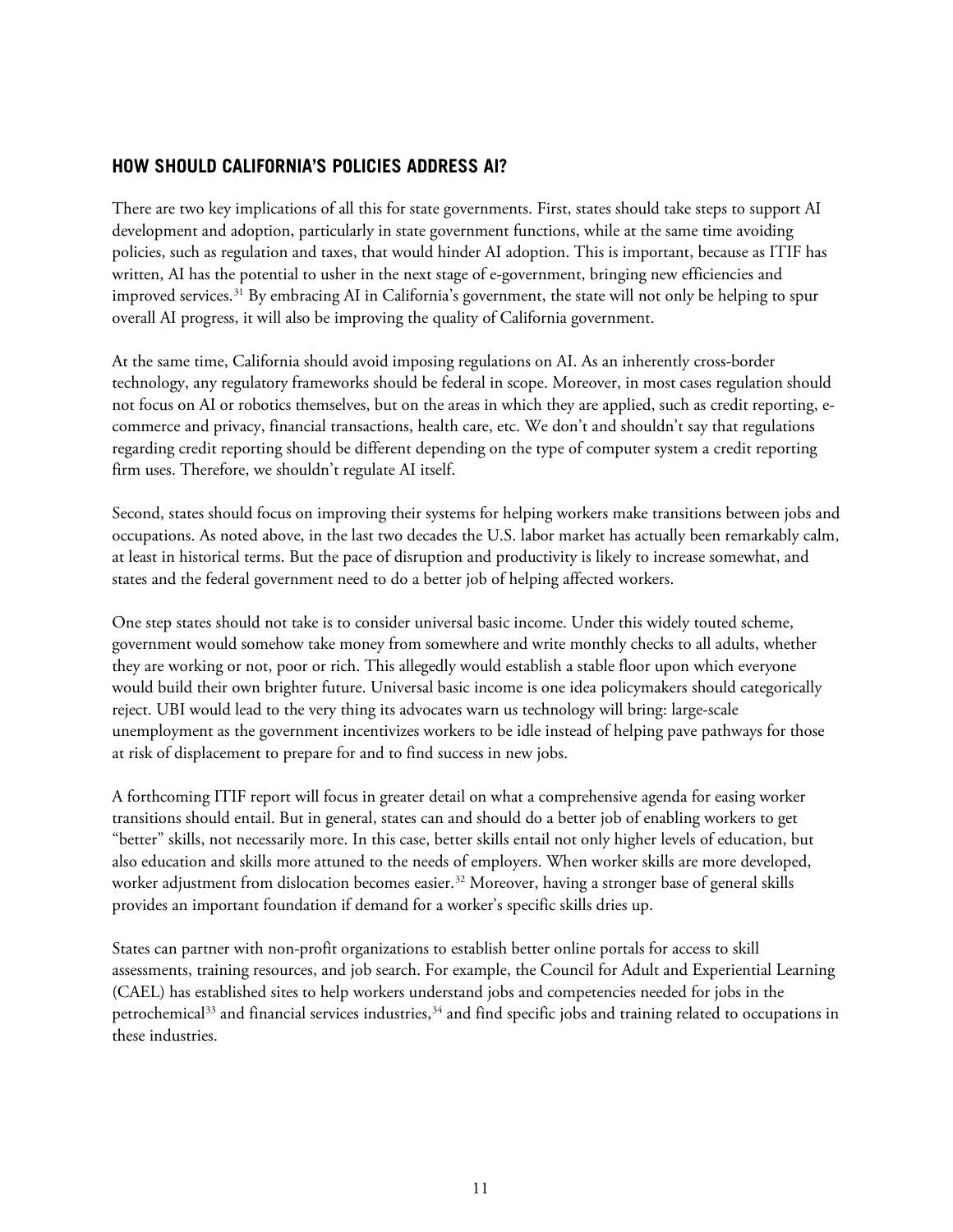## HOW SHOULD CALIFORNIA'S POLICIES ADDRESS AI?

There are two key implications of all this for state governments. First, states should take steps to support AI development and adoption, particularly in state government functions, while at the same time avoiding policies, such as regulation and taxes, that would hinder AI adoption. This is important, because as ITIF has written, AI has the potential to usher in the next stage of e-government, bringing new efficiencies and improved services.[31] By embracing AI in California's government, the state will not only be helping to spur overall AI progress, it will also be improving the quality of California government.

At the same time, California should avoid imposing regulations on AI. As an inherently cross-border technology, any regulatory frameworks should be federal in scope. Moreover, in most cases regulation should not focus on AI or robotics themselves, but on the areas in which they are applied, such as credit reporting, e-commerce and privacy, financial transactions, health care, etc. We don't and shouldn't say that regulations regarding credit reporting should be different depending on the type of computer system a credit reporting firm uses. Therefore, we shouldn't regulate AI itself.

Second, states should focus on improving their systems for helping workers make transitions between jobs and occupations. As noted above, in the last two decades the U.S. labor market has actually been remarkably calm, at least in historical terms. But the pace of disruption and productivity is likely to increase somewhat, and states and the federal government need to do a better job of helping affected workers.

One step states should not take is to consider universal basic income. Under this widely touted scheme, government would somehow take money from somewhere and write monthly checks to all adults, whether they are working or not, poor or rich. This allegedly would establish a stable floor upon which everyone would build their own brighter future. Universal basic income is one idea policymakers should categorically reject. UBI would lead to the very thing its advocates warn us technology will bring: large-scale unemployment as the government incentivizes workers to be idle instead of helping pave pathways for those at risk of displacement to prepare for and to find success in new jobs.

A forthcoming ITIF report will focus in greater detail on what a comprehensive agenda for easing worker transitions should entail. But in general, states can and should do a better job of enabling workers to get "better" skills, not necessarily more. In this case, better skills entail not only higher levels of education, but also education and skills more attuned to the needs of employers. When worker skills are more developed, worker adjustment from dislocation becomes easier.[32] Moreover, having a stronger base of general skills provides an important foundation if demand for a worker's specific skills dries up.

States can partner with non-profit organizations to establish better online portals for access to skill assessments, training resources, and job search. For example, the Council for Adult and Experiential Learning (CAEL) has established sites to help workers understand jobs and competencies needed for jobs in the petrochemical[33] and financial services industries,[34] and find specific jobs and training related to occupations in these industries.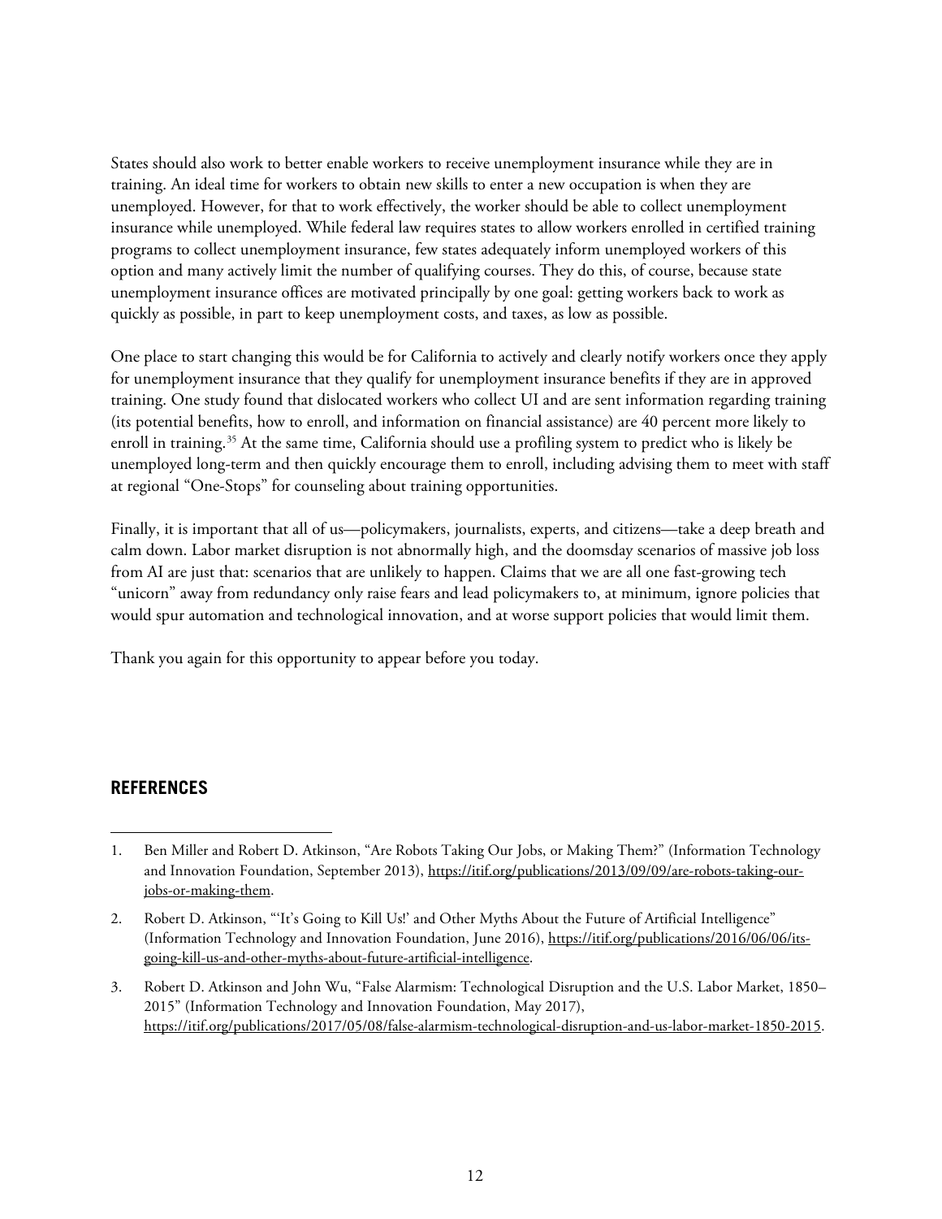States should also work to better enable workers to receive unemployment insurance while they are in training. An ideal time for workers to obtain new skills to enter a new occupation is when they are unemployed. However, for that to work effectively, the worker should be able to collect unemployment insurance while unemployed. While federal law requires states to allow workers enrolled in certified training programs to collect unemployment insurance, few states adequately inform unemployed workers of this option and many actively limit the number of qualifying courses. They do this, of course, because state unemployment insurance offices are motivated principally by one goal: getting workers back to work as quickly as possible, in part to keep unemployment costs, and taxes, as low as possible.

One place to start changing this would be for California to actively and clearly notify workers once they apply for unemployment insurance that they qualify for unemployment insurance benefits if they are in approved training. One study found that dislocated workers who collect UI and are sent information regarding training (its potential benefits, how to enroll, and information on financial assistance) are 40 percent more likely to enroll in training.[35] At the same time, California should use a profiling system to predict who is likely be unemployed long-term and then quickly encourage them to enroll, including advising them to meet with staff at regional "One-Stops" for counseling about training opportunities.

Finally, it is important that all of us—policymakers, journalists, experts, and citizens—take a deep breath and calm down. Labor market disruption is not abnormally high, and the doomsday scenarios of massive job loss from AI are just that: scenarios that are unlikely to happen. Claims that we are all one fast-growing tech "unicorn" away from redundancy only raise fears and lead policymakers to, at minimum, ignore policies that would spur automation and technological innovation, and at worse support policies that would limit them.

Thank you again for this opportunity to appear before you today.

## REFERENCES

1. Ben Miller and Robert D. Atkinson, "Are Robots Taking Our Jobs, or Making Them?" (Information Technology and Innovation Foundation, September 2013), https://itif.org/publications/2013/09/09/are-robots-taking-our-jobs-or-making-them.

2. Robert D. Atkinson, "'It's Going to Kill Us!' and Other Myths About the Future of Artificial Intelligence" (Information Technology and Innovation Foundation, June 2016), https://itif.org/publications/2016/06/06/its-going-kill-us-and-other-myths-about-future-artificial-intelligence.

3. Robert D. Atkinson and John Wu, "False Alarmism: Technological Disruption and the U.S. Labor Market, 1850–2015" (Information Technology and Innovation Foundation, May 2017), https://itif.org/publications/2017/05/08/false-alarmism-technological-disruption-and-us-labor-market-1850-2015.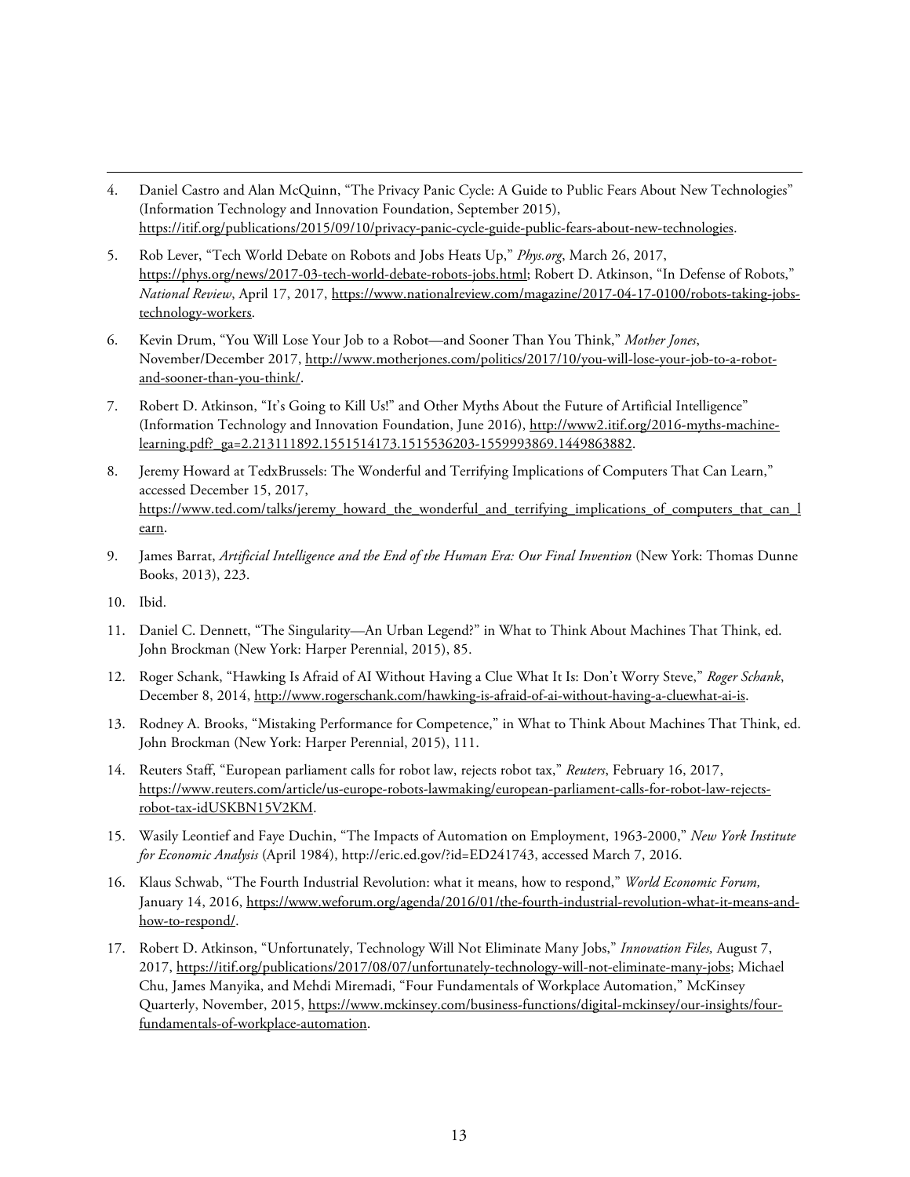4. Daniel Castro and Alan McQuinn, "The Privacy Panic Cycle: A Guide to Public Fears About New Technologies" (Information Technology and Innovation Foundation, September 2015), https://itif.org/publications/2015/09/10/privacy-panic-cycle-guide-public-fears-about-new-technologies.

5. Rob Lever, "Tech World Debate on Robots and Jobs Heats Up," *Phys.org*, March 26, 2017, https://phys.org/news/2017-03-tech-world-debate-robots-jobs.html; Robert D. Atkinson, "In Defense of Robots," *National Review*, April 17, 2017, https://www.nationalreview.com/magazine/2017-04-17-0100/robots-taking-jobs-technology-workers.

6. Kevin Drum, "You Will Lose Your Job to a Robot—and Sooner Than You Think," *Mother Jones*, November/December 2017, http://www.motherjones.com/politics/2017/10/you-will-lose-your-job-to-a-robot-and-sooner-than-you-think/.

7. Robert D. Atkinson, "It's Going to Kill Us!" and Other Myths About the Future of Artificial Intelligence" (Information Technology and Innovation Foundation, June 2016), http://www2.itif.org/2016-myths-machine-learning.pdf?_ga=2.213111892.1551514173.1515536203-1559993869.1449863882.

8. Jeremy Howard at TedxBrussels: The Wonderful and Terrifying Implications of Computers That Can Learn," accessed December 15, 2017, https://www.ted.com/talks/jeremy_howard_the_wonderful_and_terrifying_implications_of_computers_that_can_learn.

9. James Barrat, *Artificial Intelligence and the End of the Human Era: Our Final Invention* (New York: Thomas Dunne Books, 2013), 223.

10. Ibid.

11. Daniel C. Dennett, "The Singularity—An Urban Legend?" in What to Think About Machines That Think, ed. John Brockman (New York: Harper Perennial, 2015), 85.

12. Roger Schank, "Hawking Is Afraid of AI Without Having a Clue What It Is: Don't Worry Steve," *Roger Schank*, December 8, 2014, http://www.rogerschank.com/hawking-is-afraid-of-ai-without-having-a-cluewhat-ai-is.

13. Rodney A. Brooks, "Mistaking Performance for Competence," in What to Think About Machines That Think, ed. John Brockman (New York: Harper Perennial, 2015), 111.

14. Reuters Staff, "European parliament calls for robot law, rejects robot tax," *Reuters*, February 16, 2017, https://www.reuters.com/article/us-europe-robots-lawmaking/european-parliament-calls-for-robot-law-rejects-robot-tax-idUSKBN15V2KM.

15. Wasily Leontief and Faye Duchin, "The Impacts of Automation on Employment, 1963-2000," *New York Institute for Economic Analysis* (April 1984), http://eric.ed.gov/?id=ED241743, accessed March 7, 2016.

16. Klaus Schwab, "The Fourth Industrial Revolution: what it means, how to respond," *World Economic Forum,* January 14, 2016, https://www.weforum.org/agenda/2016/01/the-fourth-industrial-revolution-what-it-means-and-how-to-respond/.

17. Robert D. Atkinson, "Unfortunately, Technology Will Not Eliminate Many Jobs," *Innovation Files,* August 7, 2017, https://itif.org/publications/2017/08/07/unfortunately-technology-will-not-eliminate-many-jobs; Michael Chu, James Manyika, and Mehdi Miremadi, "Four Fundamentals of Workplace Automation," McKinsey Quarterly, November, 2015, https://www.mckinsey.com/business-functions/digital-mckinsey/our-insights/four-fundamentals-of-workplace-automation.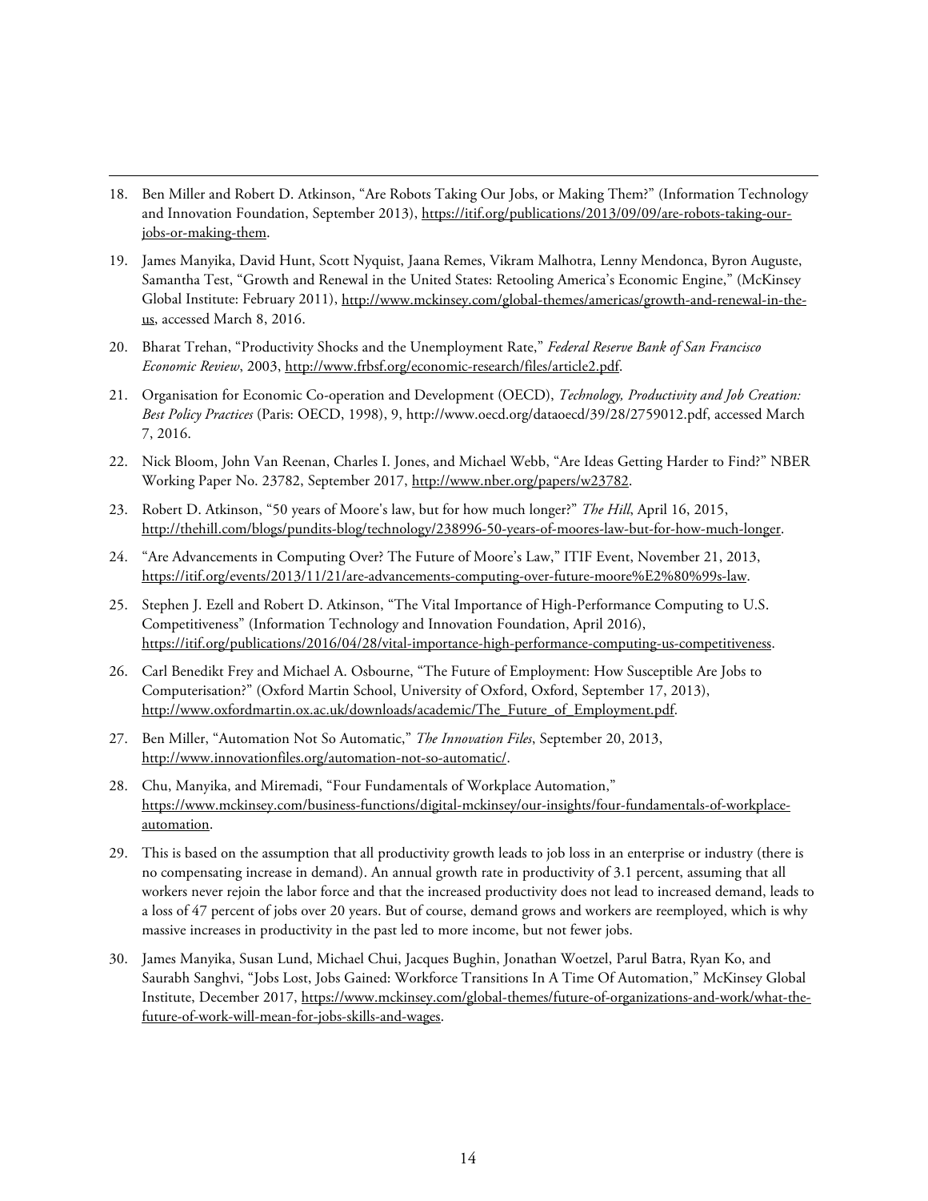18. Ben Miller and Robert D. Atkinson, "Are Robots Taking Our Jobs, or Making Them?" (Information Technology and Innovation Foundation, September 2013), https://itif.org/publications/2013/09/09/are-robots-taking-our-jobs-or-making-them.

19. James Manyika, David Hunt, Scott Nyquist, Jaana Remes, Vikram Malhotra, Lenny Mendonca, Byron Auguste, Samantha Test, "Growth and Renewal in the United States: Retooling America's Economic Engine," (McKinsey Global Institute: February 2011), http://www.mckinsey.com/global-themes/americas/growth-and-renewal-in-the-us, accessed March 8, 2016.

20. Bharat Trehan, "Productivity Shocks and the Unemployment Rate," *Federal Reserve Bank of San Francisco Economic Review*, 2003, http://www.frbsf.org/economic-research/files/article2.pdf.

21. Organisation for Economic Co-operation and Development (OECD), *Technology, Productivity and Job Creation: Best Policy Practices* (Paris: OECD, 1998), 9, http://www.oecd.org/dataoecd/39/28/2759012.pdf, accessed March 7, 2016.

22. Nick Bloom, John Van Reenan, Charles I. Jones, and Michael Webb, "Are Ideas Getting Harder to Find?" NBER Working Paper No. 23782, September 2017, http://www.nber.org/papers/w23782.

23. Robert D. Atkinson, "50 years of Moore's law, but for how much longer?" *The Hill*, April 16, 2015, http://thehill.com/blogs/pundits-blog/technology/238996-50-years-of-moores-law-but-for-how-much-longer.

24. "Are Advancements in Computing Over? The Future of Moore's Law," ITIF Event, November 21, 2013, https://itif.org/events/2013/11/21/are-advancements-computing-over-future-moore%E2%80%99s-law.

25. Stephen J. Ezell and Robert D. Atkinson, "The Vital Importance of High-Performance Computing to U.S. Competitiveness" (Information Technology and Innovation Foundation, April 2016), https://itif.org/publications/2016/04/28/vital-importance-high-performance-computing-us-competitiveness.

26. Carl Benedikt Frey and Michael A. Osbourne, "The Future of Employment: How Susceptible Are Jobs to Computerisation?" (Oxford Martin School, University of Oxford, Oxford, September 17, 2013), http://www.oxfordmartin.ox.ac.uk/downloads/academic/The_Future_of_Employment.pdf.

27. Ben Miller, "Automation Not So Automatic," *The Innovation Files*, September 20, 2013, http://www.innovationfiles.org/automation-not-so-automatic/.

28. Chu, Manyika, and Miremadi, "Four Fundamentals of Workplace Automation," https://www.mckinsey.com/business-functions/digital-mckinsey/our-insights/four-fundamentals-of-workplace-automation.

29. This is based on the assumption that all productivity growth leads to job loss in an enterprise or industry (there is no compensating increase in demand). An annual growth rate in productivity of 3.1 percent, assuming that all workers never rejoin the labor force and that the increased productivity does not lead to increased demand, leads to a loss of 47 percent of jobs over 20 years. But of course, demand grows and workers are reemployed, which is why massive increases in productivity in the past led to more income, but not fewer jobs.

30. James Manyika, Susan Lund, Michael Chui, Jacques Bughin, Jonathan Woetzel, Parul Batra, Ryan Ko, and Saurabh Sanghvi, "Jobs Lost, Jobs Gained: Workforce Transitions In A Time Of Automation," McKinsey Global Institute, December 2017, https://www.mckinsey.com/global-themes/future-of-organizations-and-work/what-the-future-of-work-will-mean-for-jobs-skills-and-wages.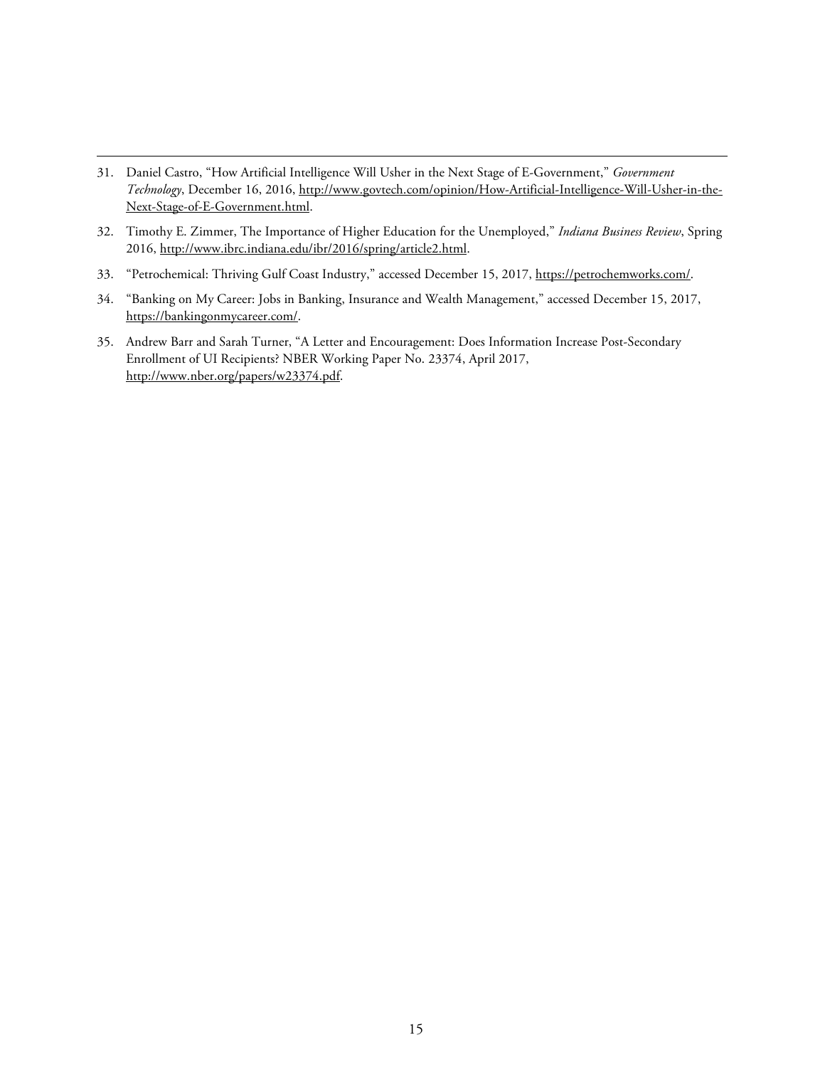31. Daniel Castro, "How Artificial Intelligence Will Usher in the Next Stage of E-Government," *Government Technology*, December 16, 2016, http://www.govtech.com/opinion/How-Artificial-Intelligence-Will-Usher-in-the-Next-Stage-of-E-Government.html.

32. Timothy E. Zimmer, The Importance of Higher Education for the Unemployed," *Indiana Business Review*, Spring 2016, http://www.ibrc.indiana.edu/ibr/2016/spring/article2.html.

33. "Petrochemical: Thriving Gulf Coast Industry," accessed December 15, 2017, https://petrochemworks.com/.

34. "Banking on My Career: Jobs in Banking, Insurance and Wealth Management," accessed December 15, 2017, https://bankingonmycareer.com/.

35. Andrew Barr and Sarah Turner, "A Letter and Encouragement: Does Information Increase Post-Secondary Enrollment of UI Recipients? NBER Working Paper No. 23374, April 2017, http://www.nber.org/papers/w23374.pdf.